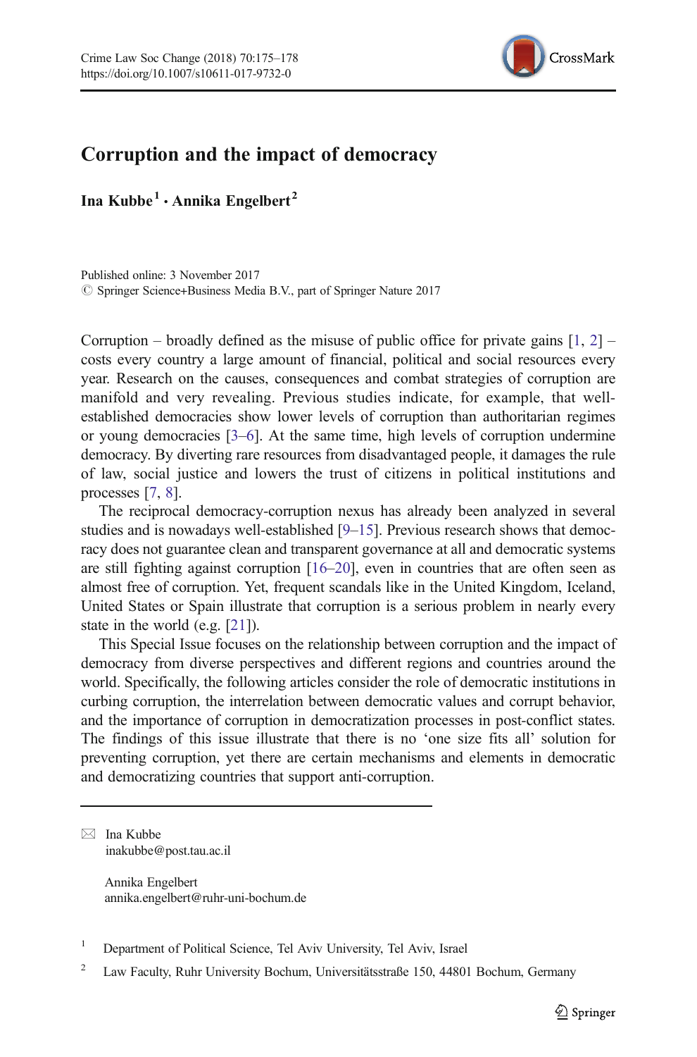# Corruption and the impact of democracy

**Ina Kubbe[1] · Annika Engelbert[2]**

Published online: 3 November 2017
© Springer Science+Business Media B.V., part of Springer Nature 2017

Corruption – broadly defined as the misuse of public office for private gains [1, 2] – costs every country a large amount of financial, political and social resources every year. Research on the causes, consequences and combat strategies of corruption are manifold and very revealing. Previous studies indicate, for example, that well-established democracies show lower levels of corruption than authoritarian regimes or young democracies [3–6]. At the same time, high levels of corruption undermine democracy. By diverting rare resources from disadvantaged people, it damages the rule of law, social justice and lowers the trust of citizens in political institutions and processes [7, 8].

The reciprocal democracy-corruption nexus has already been analyzed in several studies and is nowadays well-established [9–15]. Previous research shows that democracy does not guarantee clean and transparent governance at all and democratic systems are still fighting against corruption [16–20], even in countries that are often seen as almost free of corruption. Yet, frequent scandals like in the United Kingdom, Iceland, United States or Spain illustrate that corruption is a serious problem in nearly every state in the world (e.g. [21]).

This Special Issue focuses on the relationship between corruption and the impact of democracy from diverse perspectives and different regions and countries around the world. Specifically, the following articles consider the role of democratic institutions in curbing corruption, the interrelation between democratic values and corrupt behavior, and the importance of corruption in democratization processes in post-conflict states. The findings of this issue illustrate that there is no 'one size fits all' solution for preventing corruption, yet there are certain mechanisms and elements in democratic and democratizing countries that support anti-corruption.

---

✉ Ina Kubbe
inakubbe@post.tau.ac.il

Annika Engelbert
annika.engelbert@ruhr-uni-bochum.de

[1] Department of Political Science, Tel Aviv University, Tel Aviv, Israel

[2] Law Faculty, Ruhr University Bochum, Universitätsstraße 150, 44801 Bochum, Germany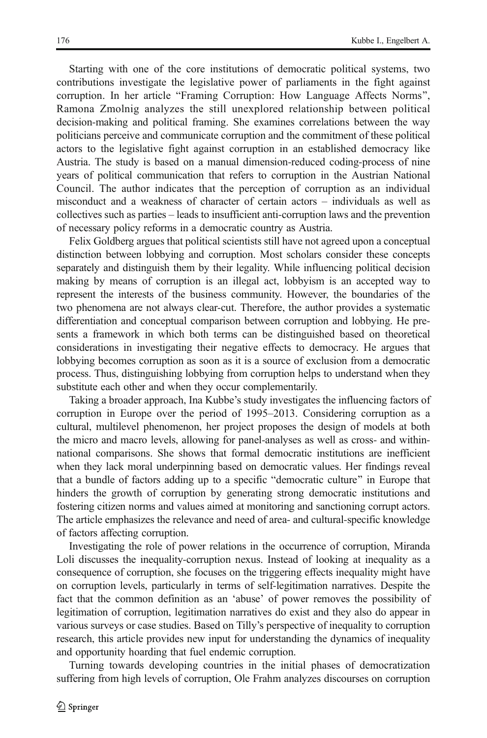Starting with one of the core institutions of democratic political systems, two contributions investigate the legislative power of parliaments in the fight against corruption. In her article "Framing Corruption: How Language Affects Norms", Ramona Zmolnig analyzes the still unexplored relationship between political decision-making and political framing. She examines correlations between the way politicians perceive and communicate corruption and the commitment of these political actors to the legislative fight against corruption in an established democracy like Austria. The study is based on a manual dimension-reduced coding-process of nine years of political communication that refers to corruption in the Austrian National Council. The author indicates that the perception of corruption as an individual misconduct and a weakness of character of certain actors – individuals as well as collectives such as parties – leads to insufficient anti-corruption laws and the prevention of necessary policy reforms in a democratic country as Austria.

Felix Goldberg argues that political scientists still have not agreed upon a conceptual distinction between lobbying and corruption. Most scholars consider these concepts separately and distinguish them by their legality. While influencing political decision making by means of corruption is an illegal act, lobbyism is an accepted way to represent the interests of the business community. However, the boundaries of the two phenomena are not always clear-cut. Therefore, the author provides a systematic differentiation and conceptual comparison between corruption and lobbying. He presents a framework in which both terms can be distinguished based on theoretical considerations in investigating their negative effects to democracy. He argues that lobbying becomes corruption as soon as it is a source of exclusion from a democratic process. Thus, distinguishing lobbying from corruption helps to understand when they substitute each other and when they occur complementarily.

Taking a broader approach, Ina Kubbe's study investigates the influencing factors of corruption in Europe over the period of 1995–2013. Considering corruption as a cultural, multilevel phenomenon, her project proposes the design of models at both the micro and macro levels, allowing for panel-analyses as well as cross- and within-national comparisons. She shows that formal democratic institutions are inefficient when they lack moral underpinning based on democratic values. Her findings reveal that a bundle of factors adding up to a specific "democratic culture" in Europe that hinders the growth of corruption by generating strong democratic institutions and fostering citizen norms and values aimed at monitoring and sanctioning corrupt actors. The article emphasizes the relevance and need of area- and cultural-specific knowledge of factors affecting corruption.

Investigating the role of power relations in the occurrence of corruption, Miranda Loli discusses the inequality-corruption nexus. Instead of looking at inequality as a consequence of corruption, she focuses on the triggering effects inequality might have on corruption levels, particularly in terms of self-legitimation narratives. Despite the fact that the common definition as an 'abuse' of power removes the possibility of legitimation of corruption, legitimation narratives do exist and they also do appear in various surveys or case studies. Based on Tilly's perspective of inequality to corruption research, this article provides new input for understanding the dynamics of inequality and opportunity hoarding that fuel endemic corruption.

Turning towards developing countries in the initial phases of democratization suffering from high levels of corruption, Ole Frahm analyzes discourses on corruption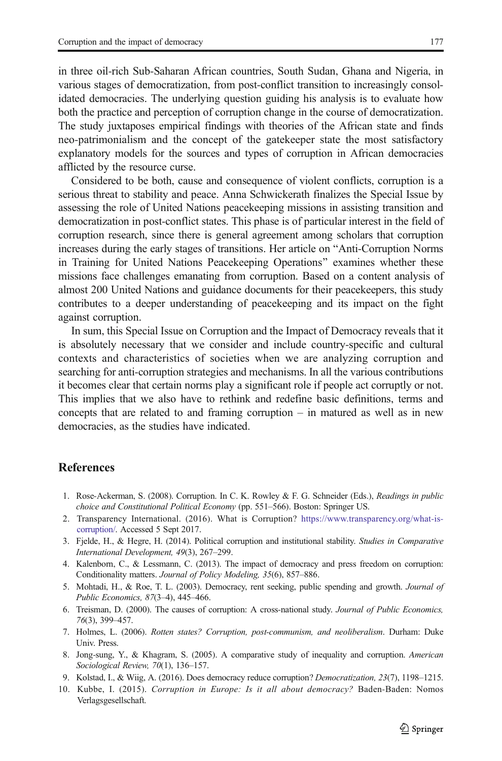in three oil-rich Sub-Saharan African countries, South Sudan, Ghana and Nigeria, in various stages of democratization, from post-conflict transition to increasingly consolidated democracies. The underlying question guiding his analysis is to evaluate how both the practice and perception of corruption change in the course of democratization. The study juxtaposes empirical findings with theories of the African state and finds neo-patrimonialism and the concept of the gatekeeper state the most satisfactory explanatory models for the sources and types of corruption in African democracies afflicted by the resource curse.

Considered to be both, cause and consequence of violent conflicts, corruption is a serious threat to stability and peace. Anna Schwickerath finalizes the Special Issue by assessing the role of United Nations peacekeeping missions in assisting transition and democratization in post-conflict states. This phase is of particular interest in the field of corruption research, since there is general agreement among scholars that corruption increases during the early stages of transitions. Her article on "Anti-Corruption Norms in Training for United Nations Peacekeeping Operations" examines whether these missions face challenges emanating from corruption. Based on a content analysis of almost 200 United Nations and guidance documents for their peacekeepers, this study contributes to a deeper understanding of peacekeeping and its impact on the fight against corruption.

In sum, this Special Issue on Corruption and the Impact of Democracy reveals that it is absolutely necessary that we consider and include country-specific and cultural contexts and characteristics of societies when we are analyzing corruption and searching for anti-corruption strategies and mechanisms. In all the various contributions it becomes clear that certain norms play a significant role if people act corruptly or not. This implies that we also have to rethink and redefine basic definitions, terms and concepts that are related to and framing corruption – in matured as well as in new democracies, as the studies have indicated.

## References

1. Rose-Ackerman, S. (2008). Corruption. In C. K. Rowley & F. G. Schneider (Eds.), *Readings in public choice and Constitutional Political Economy* (pp. 551–566). Boston: Springer US.
2. Transparency International. (2016). What is Corruption? https://www.transparency.org/what-is-corruption/. Accessed 5 Sept 2017.
3. Fjelde, H., & Hegre, H. (2014). Political corruption and institutional stability. *Studies in Comparative International Development, 49*(3), 267–299.
4. Kalenborn, C., & Lessmann, C. (2013). The impact of democracy and press freedom on corruption: Conditionality matters. *Journal of Policy Modeling, 35*(6), 857–886.
5. Mohtadi, H., & Roe, T. L. (2003). Democracy, rent seeking, public spending and growth. *Journal of Public Economics, 87*(3–4), 445–466.
6. Treisman, D. (2000). The causes of corruption: A cross-national study. *Journal of Public Economics, 76*(3), 399–457.
7. Holmes, L. (2006). *Rotten states? Corruption, post-communism, and neoliberalism*. Durham: Duke Univ. Press.
8. Jong-sung, Y., & Khagram, S. (2005). A comparative study of inequality and corruption. *American Sociological Review, 70*(1), 136–157.
9. Kolstad, I., & Wiig, A. (2016). Does democracy reduce corruption? *Democratization, 23*(7), 1198–1215.
10. Kubbe, I. (2015). *Corruption in Europe: Is it all about democracy?* Baden-Baden: Nomos Verlagsgesellschaft.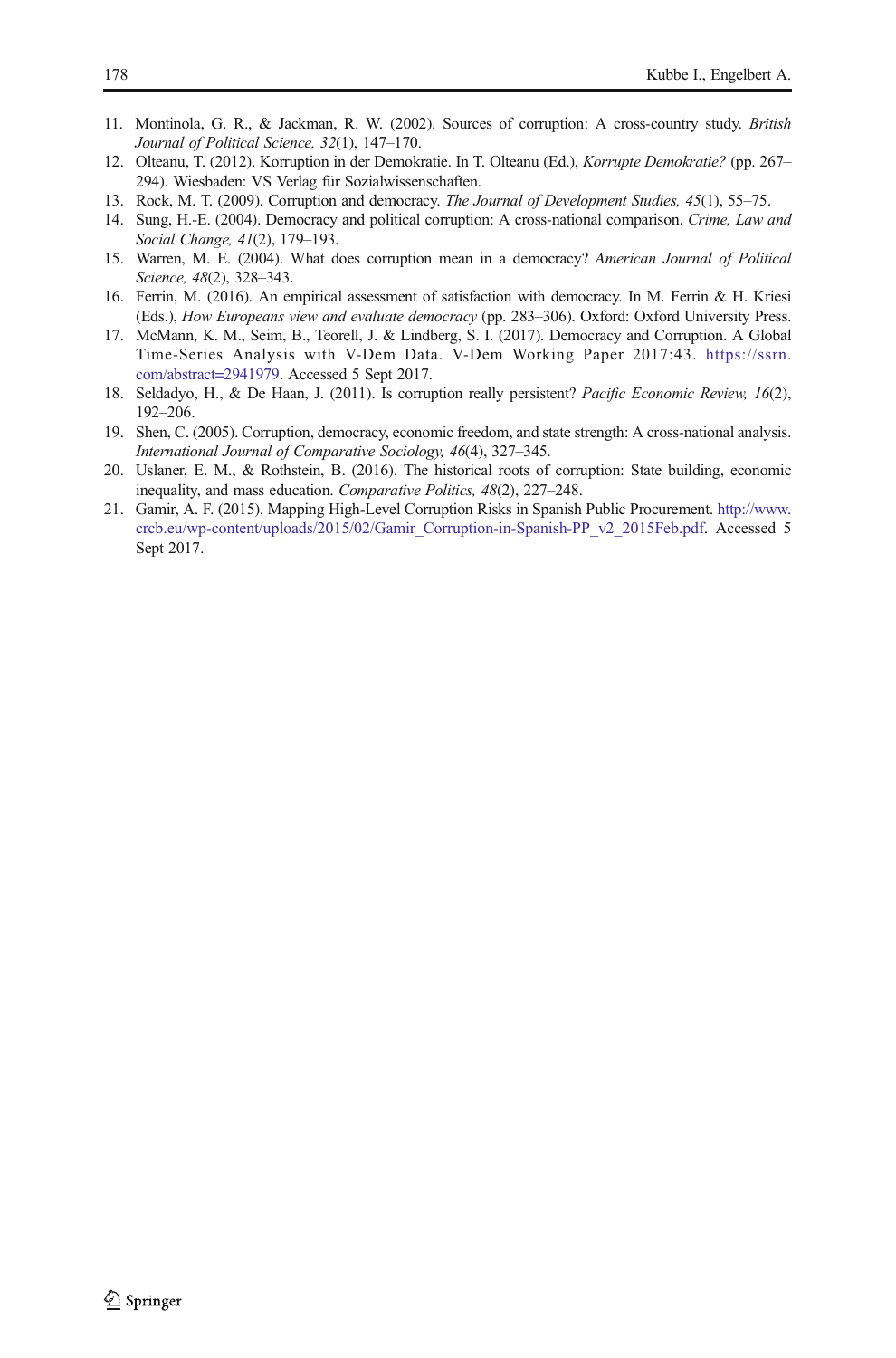11. Montinola, G. R., & Jackman, R. W. (2002). Sources of corruption: A cross-country study. *British Journal of Political Science, 32*(1), 147–170.
12. Olteanu, T. (2012). Korruption in der Demokratie. In T. Olteanu (Ed.), *Korrupte Demokratie?* (pp. 267–294). Wiesbaden: VS Verlag für Sozialwissenschaften.
13. Rock, M. T. (2009). Corruption and democracy. *The Journal of Development Studies, 45*(1), 55–75.
14. Sung, H.-E. (2004). Democracy and political corruption: A cross-national comparison. *Crime, Law and Social Change, 41*(2), 179–193.
15. Warren, M. E. (2004). What does corruption mean in a democracy? *American Journal of Political Science, 48*(2), 328–343.
16. Ferrin, M. (2016). An empirical assessment of satisfaction with democracy. In M. Ferrin & H. Kriesi (Eds.), *How Europeans view and evaluate democracy* (pp. 283–306). Oxford: Oxford University Press.
17. McMann, K. M., Seim, B., Teorell, J. & Lindberg, S. I. (2017). Democracy and Corruption. A Global Time-Series Analysis with V-Dem Data. V-Dem Working Paper 2017:43. https://ssrn.com/abstract=2941979. Accessed 5 Sept 2017.
18. Seldadyo, H., & De Haan, J. (2011). Is corruption really persistent? *Pacific Economic Review, 16*(2), 192–206.
19. Shen, C. (2005). Corruption, democracy, economic freedom, and state strength: A cross-national analysis. *International Journal of Comparative Sociology, 46*(4), 327–345.
20. Uslaner, E. M., & Rothstein, B. (2016). The historical roots of corruption: State building, economic inequality, and mass education. *Comparative Politics, 48*(2), 227–248.
21. Gamir, A. F. (2015). Mapping High-Level Corruption Risks in Spanish Public Procurement. http://www.crcb.eu/wp-content/uploads/2015/02/Gamir_Corruption-in-Spanish-PP_v2_2015Feb.pdf. Accessed 5 Sept 2017.